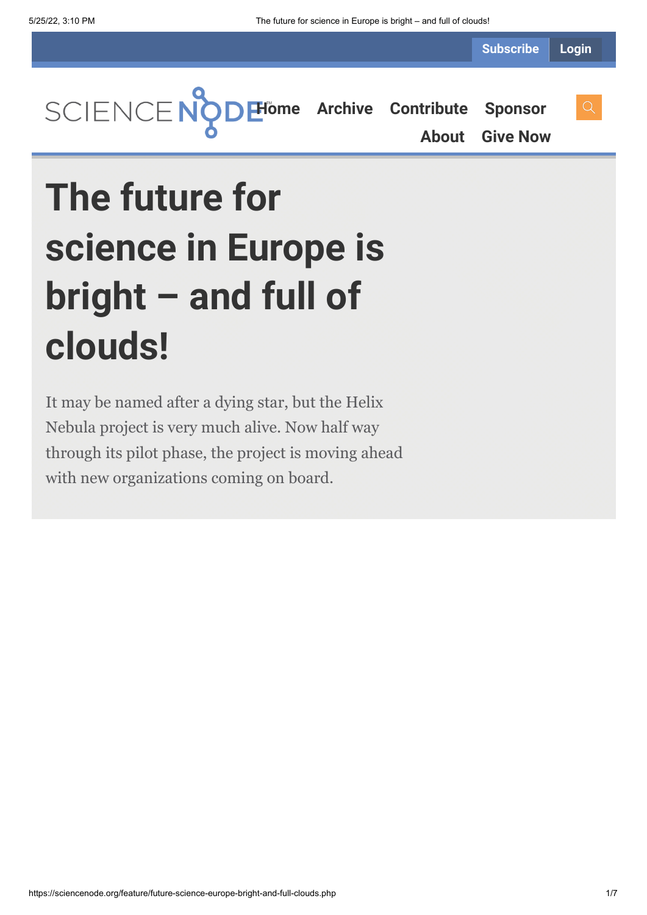# The future for science in Europe is bright – and full of clouds!

It may be named after a dying star, but the Helix Nebula project is very much alive. Now half way through its pilot phase, the project is moving ahead with new organizations coming on board.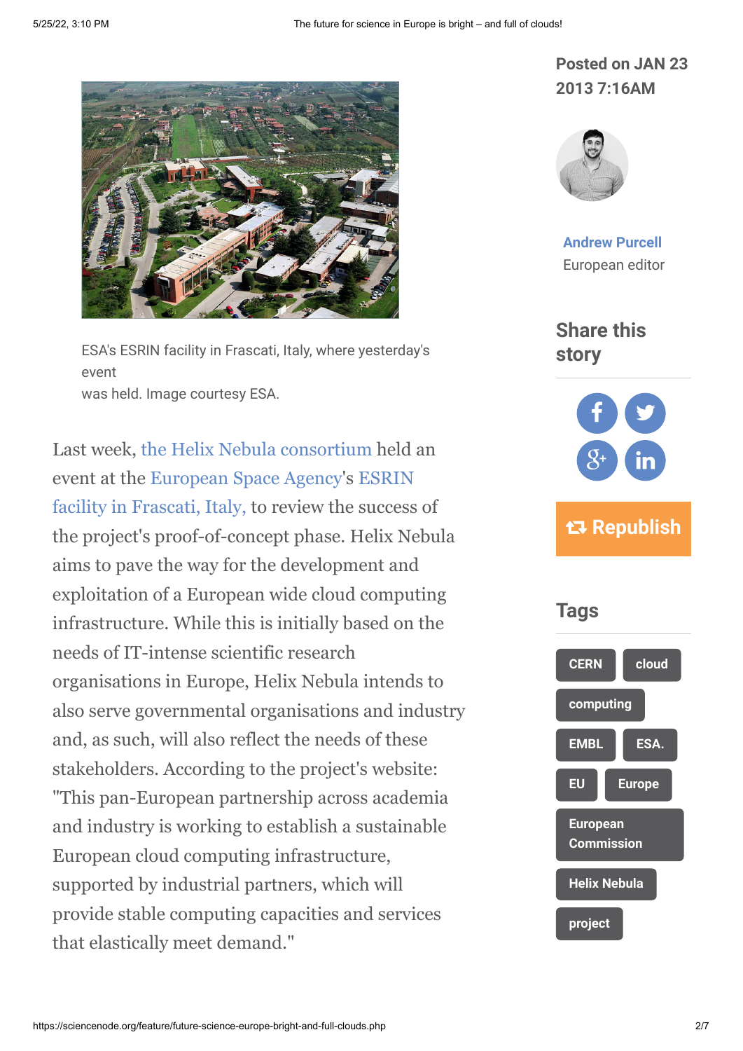ESA's ESRIN facility in Frascati, Italy, where yesterday's event
was held. Image courtesy ESA.

Last week, the Helix Nebula consortium held an event at the European Space Agency's ESRIN facility in Frascati, Italy, to review the success of the project's proof-of-concept phase. Helix Nebula aims to pave the way for the development and exploitation of a European wide cloud computing infrastructure. While this is initially based on the needs of IT-intense scientific research organisations in Europe, Helix Nebula intends to also serve governmental organisations and industry and, as such, will also reflect the needs of these stakeholders. According to the project's website: "This pan-European partnership across academia and industry is working to establish a sustainable European cloud computing infrastructure, supported by industrial partners, which will provide stable computing capacities and services that elastically meet demand."

Posted on JAN 23 2013 7:16AM

Andrew Purcell
European editor

## Share this story

Republish

## Tags

CERN, cloud, computing, EMBL, ESA., EU, Europe, European Commission, Helix Nebula, project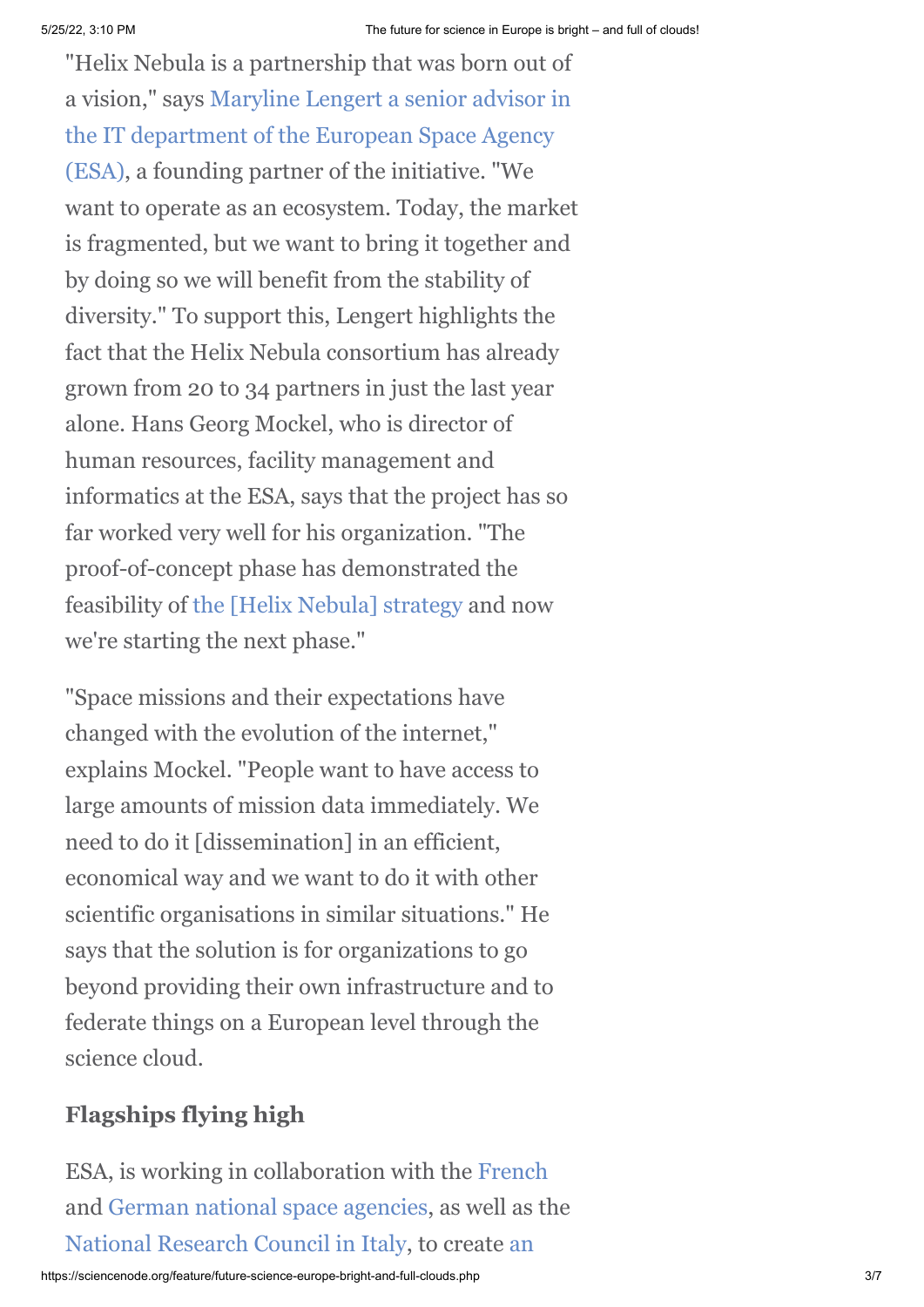"Helix Nebula is a partnership that was born out of a vision," says Maryline Lengert a senior advisor in the IT department of the European Space Agency (ESA), a founding partner of the initiative. "We want to operate as an ecosystem. Today, the market is fragmented, but we want to bring it together and by doing so we will benefit from the stability of diversity." To support this, Lengert highlights the fact that the Helix Nebula consortium has already grown from 20 to 34 partners in just the last year alone. Hans Georg Mockel, who is director of human resources, facility management and informatics at the ESA, says that the project has so far worked very well for his organization. "The proof-of-concept phase has demonstrated the feasibility of the [Helix Nebula] strategy and now we're starting the next phase."

"Space missions and their expectations have changed with the evolution of the internet," explains Mockel. "People want to have access to large amounts of mission data immediately. We need to do it [dissemination] in an efficient, economical way and we want to do it with other scientific organisations in similar situations." He says that the solution is for organizations to go beyond providing their own infrastructure and to federate things on a European level through the science cloud.

### Flagships flying high

ESA, is working in collaboration with the French and German national space agencies, as well as the National Research Council in Italy, to create an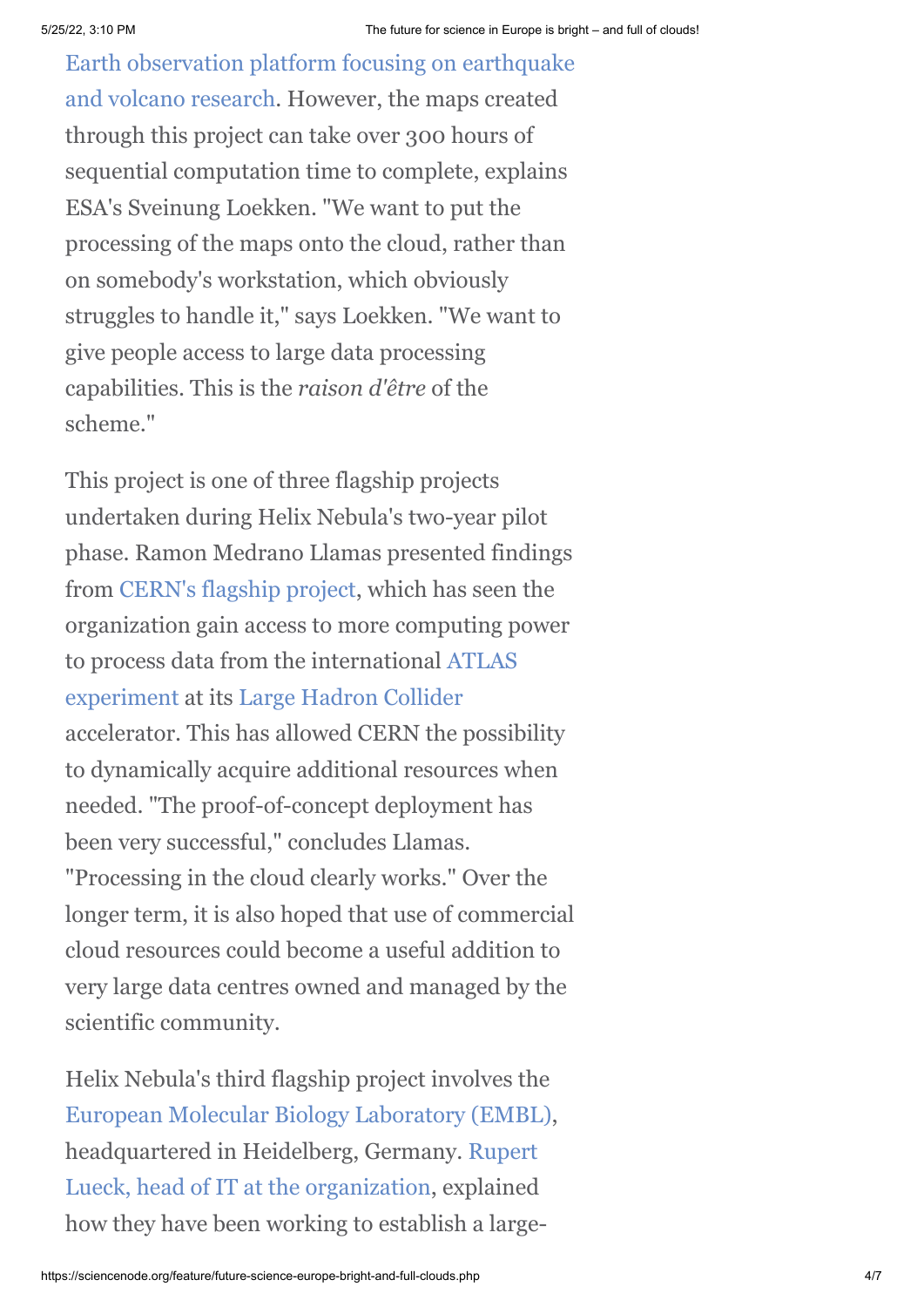Earth observation platform focusing on earthquake and volcano research. However, the maps created through this project can take over 300 hours of sequential computation time to complete, explains ESA's Sveinung Loekken. "We want to put the processing of the maps onto the cloud, rather than on somebody's workstation, which obviously struggles to handle it," says Loekken. "We want to give people access to large data processing capabilities. This is the *raison d'être* of the scheme."

This project is one of three flagship projects undertaken during Helix Nebula's two-year pilot phase. Ramon Medrano Llamas presented findings from CERN's flagship project, which has seen the organization gain access to more computing power to process data from the international ATLAS experiment at its Large Hadron Collider accelerator. This has allowed CERN the possibility to dynamically acquire additional resources when needed. "The proof-of-concept deployment has been very successful," concludes Llamas. "Processing in the cloud clearly works." Over the longer term, it is also hoped that use of commercial cloud resources could become a useful addition to very large data centres owned and managed by the scientific community.

Helix Nebula's third flagship project involves the European Molecular Biology Laboratory (EMBL), headquartered in Heidelberg, Germany. Rupert Lueck, head of IT at the organization, explained how they have been working to establish a large-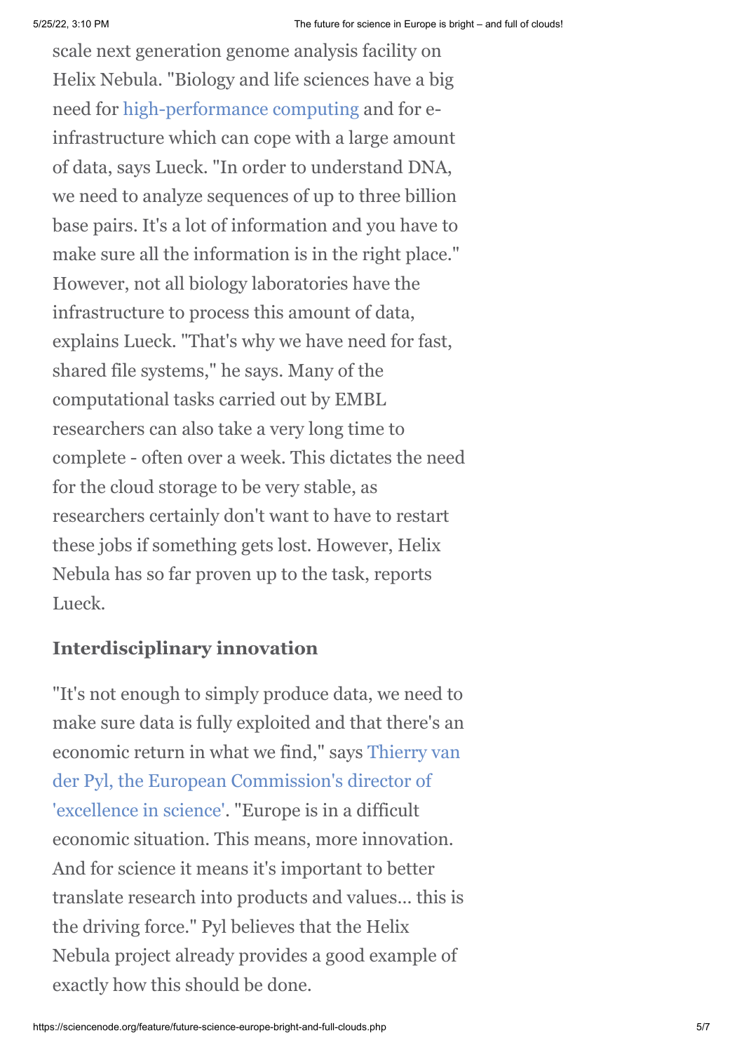scale next generation genome analysis facility on Helix Nebula. "Biology and life sciences have a big need for high-performance computing and for e-infrastructure which can cope with a large amount of data, says Lueck. "In order to understand DNA, we need to analyze sequences of up to three billion base pairs. It's a lot of information and you have to make sure all the information is in the right place." However, not all biology laboratories have the infrastructure to process this amount of data, explains Lueck. "That's why we have need for fast, shared file systems," he says. Many of the computational tasks carried out by EMBL researchers can also take a very long time to complete - often over a week. This dictates the need for the cloud storage to be very stable, as researchers certainly don't want to have to restart these jobs if something gets lost. However, Helix Nebula has so far proven up to the task, reports Lueck.

### Interdisciplinary innovation

"It's not enough to simply produce data, we need to make sure data is fully exploited and that there's an economic return in what we find," says Thierry van der Pyl, the European Commission's director of 'excellence in science'. "Europe is in a difficult economic situation. This means, more innovation. And for science it means it's important to better translate research into products and values... this is the driving force." Pyl believes that the Helix Nebula project already provides a good example of exactly how this should be done.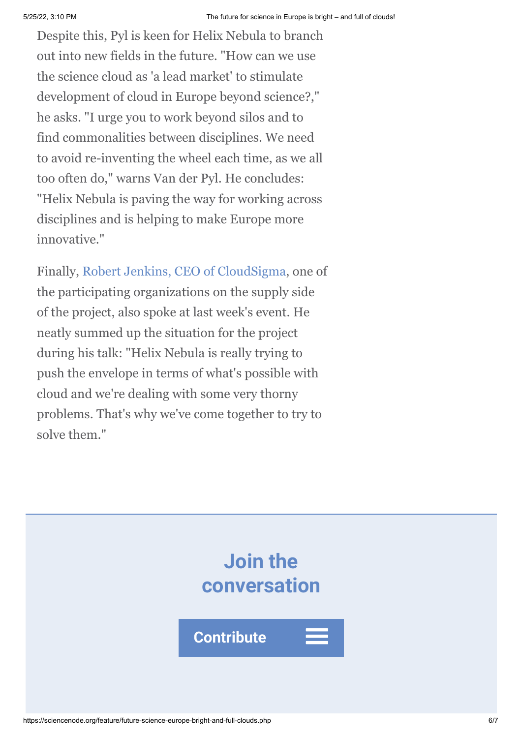Despite this, Pyl is keen for Helix Nebula to branch out into new fields in the future. "How can we use the science cloud as 'a lead market' to stimulate development of cloud in Europe beyond science?," he asks. "I urge you to work beyond silos and to find commonalities between disciplines. We need to avoid re-inventing the wheel each time, as we all too often do," warns Van der Pyl. He concludes: "Helix Nebula is paving the way for working across disciplines and is helping to make Europe more innovative."

Finally, Robert Jenkins, CEO of CloudSigma, one of the participating organizations on the supply side of the project, also spoke at last week's event. He neatly summed up the situation for the project during his talk: "Helix Nebula is really trying to push the envelope in terms of what's possible with cloud and we're dealing with some very thorny problems. That's why we've come together to try to solve them."

## Join the conversation

Contribute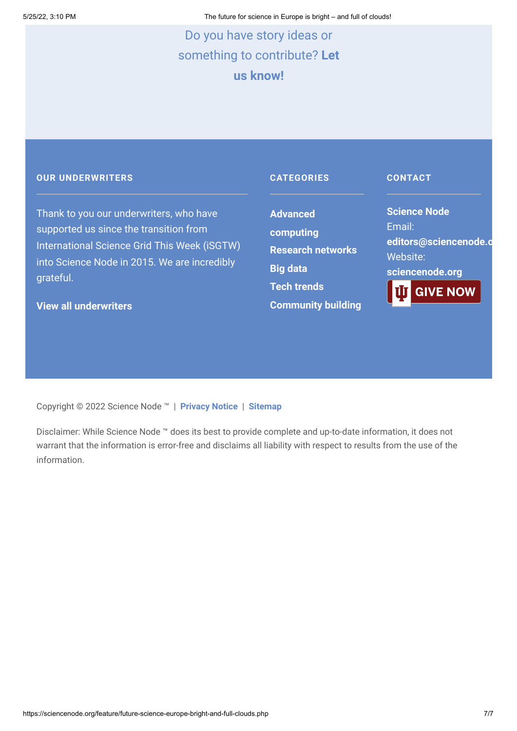Do you have story ideas or something to contribute? **Let us know!**

## OUR UNDERWRITERS

Thank to you our underwriters, who have supported us since the transition from International Science Grid This Week (iSGTW) into Science Node in 2015. We are incredibly grateful.

**View all underwriters**

## CATEGORIES

**Advanced computing**

**Research networks**

**Big data**

**Tech trends**

**Community building**

## CONTACT

**Science Node**

Email:

**editors@sciencenode.o**

Website:

**sciencenode.org**

GIVE NOW

Copyright © 2022 Science Node ™ | **Privacy Notice** | **Sitemap**

Disclaimer: While Science Node ™ does its best to provide complete and up-to-date information, it does not warrant that the information is error-free and disclaims all liability with respect to results from the use of the information.